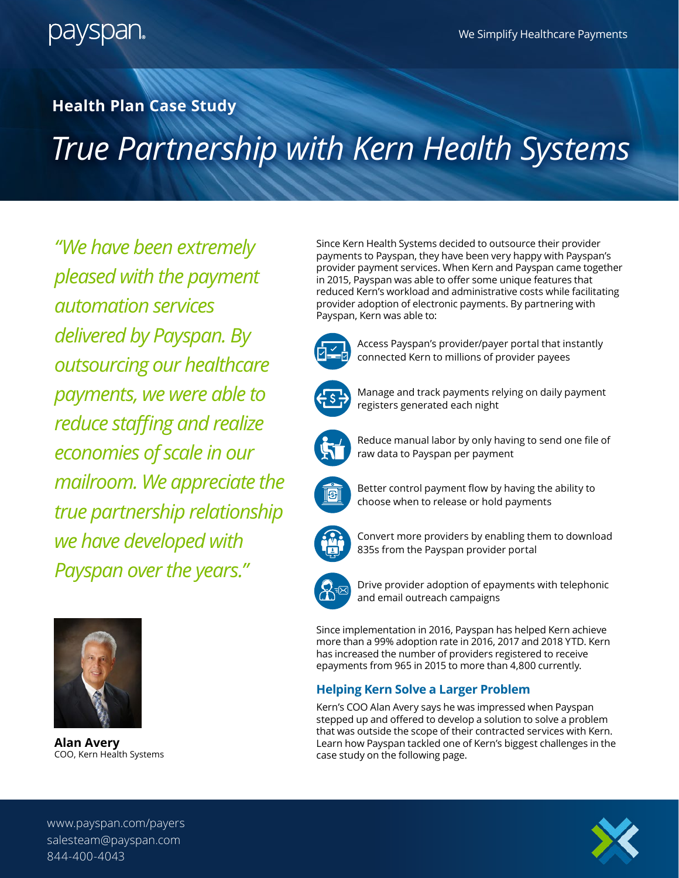payspan

We Simplify Healthcare Payments

## Health Plan Case Study

# True Partnership with Kern Health Systems

*"We have been extremely pleased with the payment automation services delivered by Payspan. By outsourcing our healthcare payments, we were able to reduce staffing and realize economies of scale in our mailroom. We appreciate the true partnership relationship we have developed with Payspan over the years."*

**Alan Avery**
COO, Kern Health Systems

Since Kern Health Systems decided to outsource their provider payments to Payspan, they have been very happy with Payspan's provider payment services. When Kern and Payspan came together in 2015, Payspan was able to offer some unique features that reduced Kern's workload and administrative costs while facilitating provider adoption of electronic payments. By partnering with Payspan, Kern was able to:

- Access Payspan's provider/payer portal that instantly connected Kern to millions of provider payees
- Manage and track payments relying on daily payment registers generated each night
- Reduce manual labor by only having to send one file of raw data to Payspan per payment
- Better control payment flow by having the ability to choose when to release or hold payments
- Convert more providers by enabling them to download 835s from the Payspan provider portal
- Drive provider adoption of epayments with telephonic and email outreach campaigns

Since implementation in 2016, Payspan has helped Kern achieve more than a 99% adoption rate in 2016, 2017 and 2018 YTD. Kern has increased the number of providers registered to receive epayments from 965 in 2015 to more than 4,800 currently.

### Helping Kern Solve a Larger Problem

Kern's COO Alan Avery says he was impressed when Payspan stepped up and offered to develop a solution to solve a problem that was outside the scope of their contracted services with Kern. Learn how Payspan tackled one of Kern's biggest challenges in the case study on the following page.

www.payspan.com/payers
salesteam@payspan.com
844-400-4043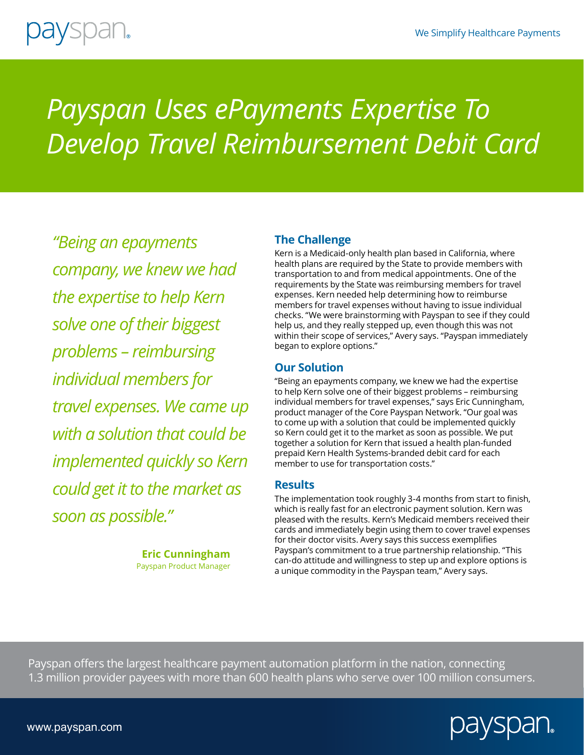payspan

We Simplify Healthcare Payments

# *Payspan Uses ePayments Expertise To Develop Travel Reimbursement Debit Card*

*"Being an epayments company, we knew we had the expertise to help Kern solve one of their biggest problems – reimbursing individual members for travel expenses. We came up with a solution that could be implemented quickly so Kern could get it to the market as soon as possible."*

**Eric Cunningham**
Payspan Product Manager

## The Challenge

Kern is a Medicaid-only health plan based in California, where health plans are required by the State to provide members with transportation to and from medical appointments. One of the requirements by the State was reimbursing members for travel expenses. Kern needed help determining how to reimburse members for travel expenses without having to issue individual checks. "We were brainstorming with Payspan to see if they could help us, and they really stepped up, even though this was not within their scope of services," Avery says. "Payspan immediately began to explore options."

## Our Solution

"Being an epayments company, we knew we had the expertise to help Kern solve one of their biggest problems – reimbursing individual members for travel expenses," says Eric Cunningham, product manager of the Core Payspan Network. "Our goal was to come up with a solution that could be implemented quickly so Kern could get it to the market as soon as possible. We put together a solution for Kern that issued a health plan-funded prepaid Kern Health Systems-branded debit card for each member to use for transportation costs."

## Results

The implementation took roughly 3-4 months from start to finish, which is really fast for an electronic payment solution. Kern was pleased with the results. Kern's Medicaid members received their cards and immediately begin using them to cover travel expenses for their doctor visits. Avery says this success exemplifies Payspan's commitment to a true partnership relationship. "This can-do attitude and willingness to step up and explore options is a unique commodity in the Payspan team," Avery says.

Payspan offers the largest healthcare payment automation platform in the nation, connecting 1.3 million provider payees with more than 600 health plans who serve over 100 million consumers.

www.payspan.com

payspan